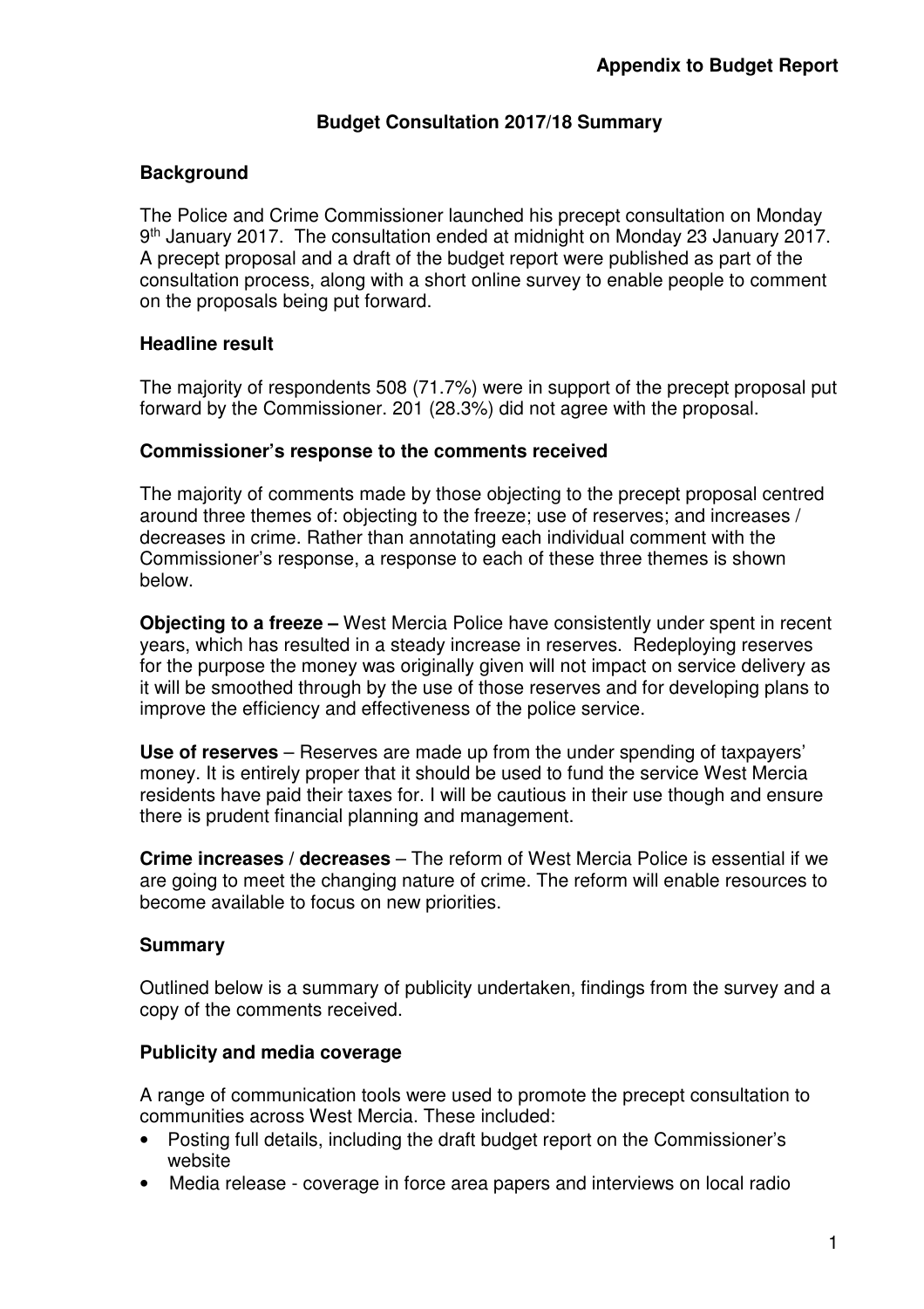**Appendix to Budget Report**

## Budget Consultation 2017/18 Summary

### Background

The Police and Crime Commissioner launched his precept consultation on Monday 9th January 2017. The consultation ended at midnight on Monday 23 January 2017. A precept proposal and a draft of the budget report were published as part of the consultation process, along with a short online survey to enable people to comment on the proposals being put forward.

### Headline result

The majority of respondents 508 (71.7%) were in support of the precept proposal put forward by the Commissioner. 201 (28.3%) did not agree with the proposal.

### Commissioner's response to the comments received

The majority of comments made by those objecting to the precept proposal centred around three themes of: objecting to the freeze; use of reserves; and increases / decreases in crime. Rather than annotating each individual comment with the Commissioner's response, a response to each of these three themes is shown below.

**Objecting to a freeze –** West Mercia Police have consistently under spent in recent years, which has resulted in a steady increase in reserves. Redeploying reserves for the purpose the money was originally given will not impact on service delivery as it will be smoothed through by the use of those reserves and for developing plans to improve the efficiency and effectiveness of the police service.

**Use of reserves** – Reserves are made up from the under spending of taxpayers' money. It is entirely proper that it should be used to fund the service West Mercia residents have paid their taxes for. I will be cautious in their use though and ensure there is prudent financial planning and management.

**Crime increases / decreases** – The reform of West Mercia Police is essential if we are going to meet the changing nature of crime. The reform will enable resources to become available to focus on new priorities.

### Summary

Outlined below is a summary of publicity undertaken, findings from the survey and a copy of the comments received.

### Publicity and media coverage

A range of communication tools were used to promote the precept consultation to communities across West Mercia. These included:

- Posting full details, including the draft budget report on the Commissioner's website
- Media release - coverage in force area papers and interviews on local radio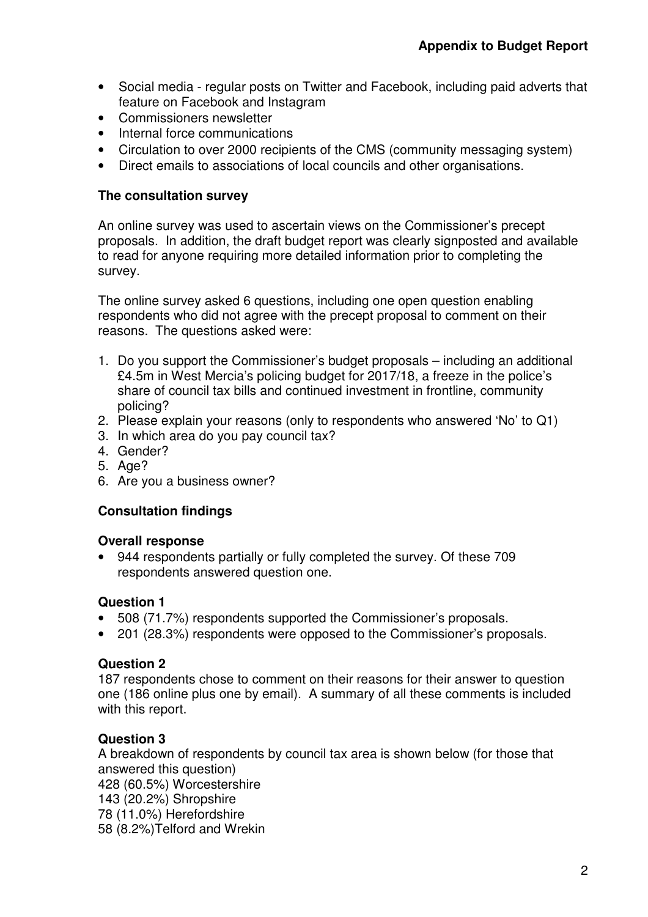- Social media - regular posts on Twitter and Facebook, including paid adverts that feature on Facebook and Instagram
- Commissioners newsletter
- Internal force communications
- Circulation to over 2000 recipients of the CMS (community messaging system)
- Direct emails to associations of local councils and other organisations.

**The consultation survey**

An online survey was used to ascertain views on the Commissioner's precept proposals. In addition, the draft budget report was clearly signposted and available to read for anyone requiring more detailed information prior to completing the survey.

The online survey asked 6 questions, including one open question enabling respondents who did not agree with the precept proposal to comment on their reasons. The questions asked were:

1. Do you support the Commissioner's budget proposals – including an additional £4.5m in West Mercia's policing budget for 2017/18, a freeze in the police's share of council tax bills and continued investment in frontline, community policing?
2. Please explain your reasons (only to respondents who answered 'No' to Q1)
3. In which area do you pay council tax?
4. Gender?
5. Age?
6. Are you a business owner?

**Consultation findings**

**Overall response**

- 944 respondents partially or fully completed the survey. Of these 709 respondents answered question one.

**Question 1**

- 508 (71.7%) respondents supported the Commissioner's proposals.
- 201 (28.3%) respondents were opposed to the Commissioner's proposals.

**Question 2**

187 respondents chose to comment on their reasons for their answer to question one (186 online plus one by email). A summary of all these comments is included with this report.

**Question 3**

A breakdown of respondents by council tax area is shown below (for those that answered this question)
428 (60.5%) Worcestershire
143 (20.2%) Shropshire
78 (11.0%) Herefordshire
58 (8.2%)Telford and Wrekin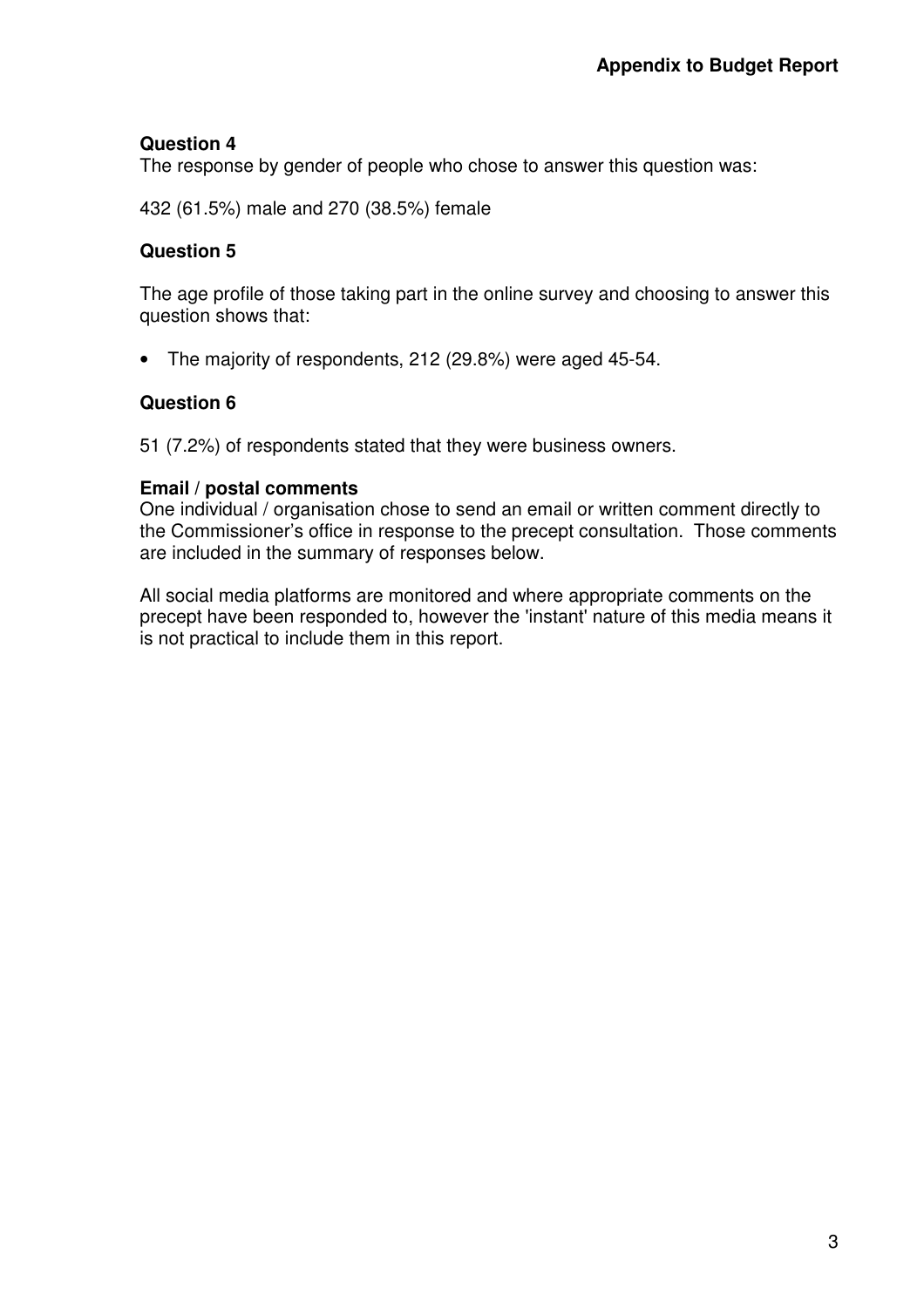**Question 4**

The response by gender of people who chose to answer this question was:

432 (61.5%) male and 270 (38.5%) female

**Question 5**

The age profile of those taking part in the online survey and choosing to answer this question shows that:

- The majority of respondents, 212 (29.8%) were aged 45-54.

**Question 6**

51 (7.2%) of respondents stated that they were business owners.

**Email / postal comments**

One individual / organisation chose to send an email or written comment directly to the Commissioner's office in response to the precept consultation. Those comments are included in the summary of responses below.

All social media platforms are monitored and where appropriate comments on the precept have been responded to, however the 'instant' nature of this media means it is not practical to include them in this report.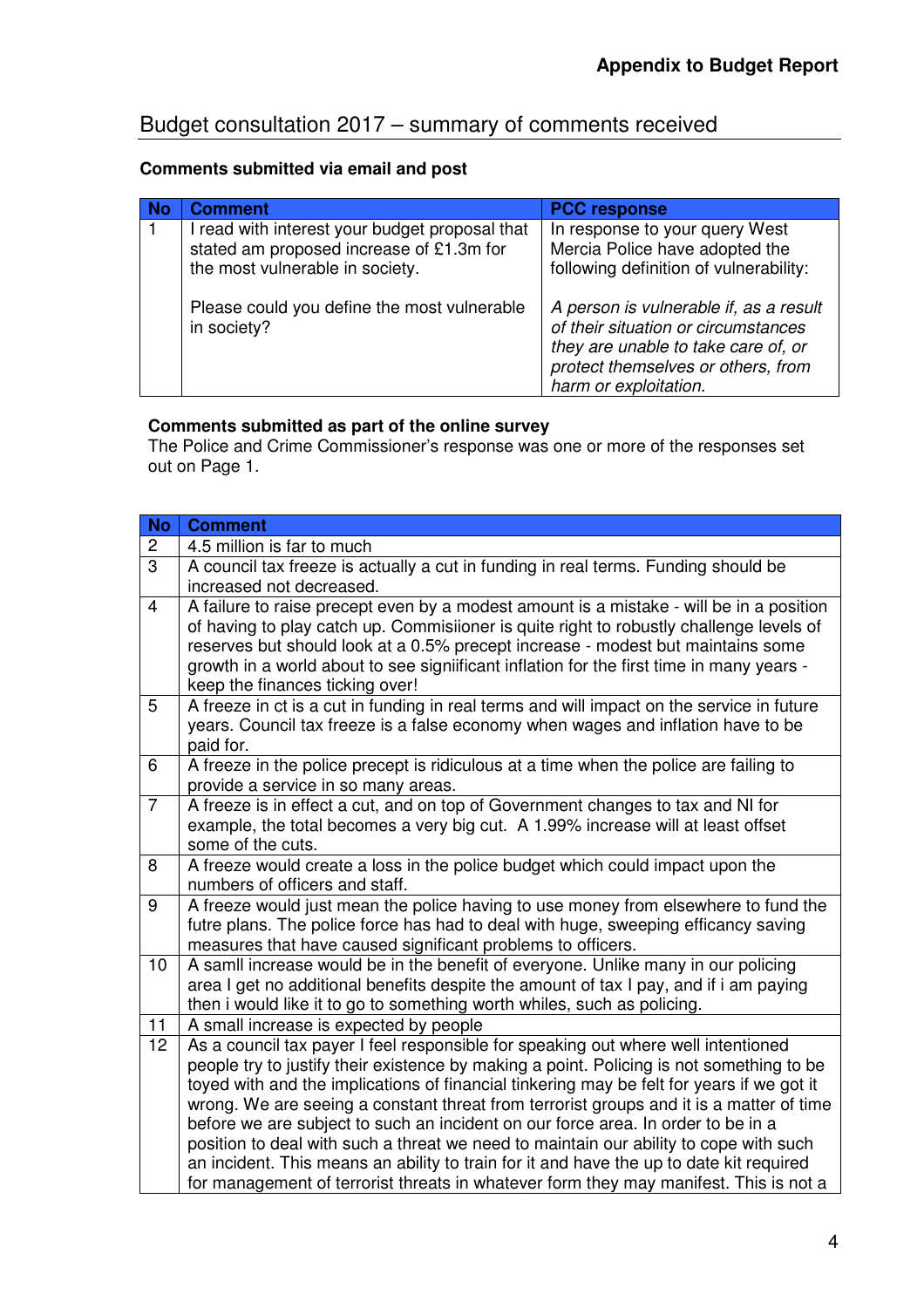## Budget consultation 2017 – summary of comments received

**Comments submitted via email and post**

| No | Comment | PCC response |
|---|---|---|
| 1 | I read with interest your budget proposal that stated am proposed increase of £1.3m for the most vulnerable in society.<br><br>Please could you define the most vulnerable in society? | In response to your query West Mercia Police have adopted the following definition of vulnerability:<br><br>*A person is vulnerable if, as a result of their situation or circumstances they are unable to take care of, or protect themselves or others, from harm or exploitation.* |

**Comments submitted as part of the online survey**

The Police and Crime Commissioner's response was one or more of the responses set out on Page 1.

| No | Comment |
|---|---|
| 2 | 4.5 million is far to much |
| 3 | A council tax freeze is actually a cut in funding in real terms. Funding should be increased not decreased. |
| 4 | A failure to raise precept even by a modest amount is a mistake - will be in a position of having to play catch up. Commisiioner is quite right to robustly challenge levels of reserves but should look at a 0.5% precept increase - modest but maintains some growth in a world about to see signiificant inflation for the first time in many years - keep the finances ticking over! |
| 5 | A freeze in ct is a cut in funding in real terms and will impact on the service in future years. Council tax freeze is a false economy when wages and inflation have to be paid for. |
| 6 | A freeze in the police precept is ridiculous at a time when the police are failing to provide a service in so many areas. |
| 7 | A freeze is in effect a cut, and on top of Government changes to tax and NI for example, the total becomes a very big cut. A 1.99% increase will at least offset some of the cuts. |
| 8 | A freeze would create a loss in the police budget which could impact upon the numbers of officers and staff. |
| 9 | A freeze would just mean the police having to use money from elsewhere to fund the futre plans. The police force has had to deal with huge, sweeping efficancy saving measures that have caused significant problems to officers. |
| 10 | A samll increase would be in the benefit of everyone. Unlike many in our policing area I get no additional benefits despite the amount of tax I pay, and if i am paying then i would like it to go to something worth whiles, such as policing. |
| 11 | A small increase is expected by people |
| 12 | As a council tax payer I feel responsible for speaking out where well intentioned people try to justify their existence by making a point. Policing is not something to be toyed with and the implications of financial tinkering may be felt for years if we got it wrong. We are seeing a constant threat from terrorist groups and it is a matter of time before we are subject to such an incident on our force area. In order to be in a position to deal with such a threat we need to maintain our ability to cope with such an incident. This means an ability to train for it and have the up to date kit required for management of terrorist threats in whatever form they may manifest. This is not a |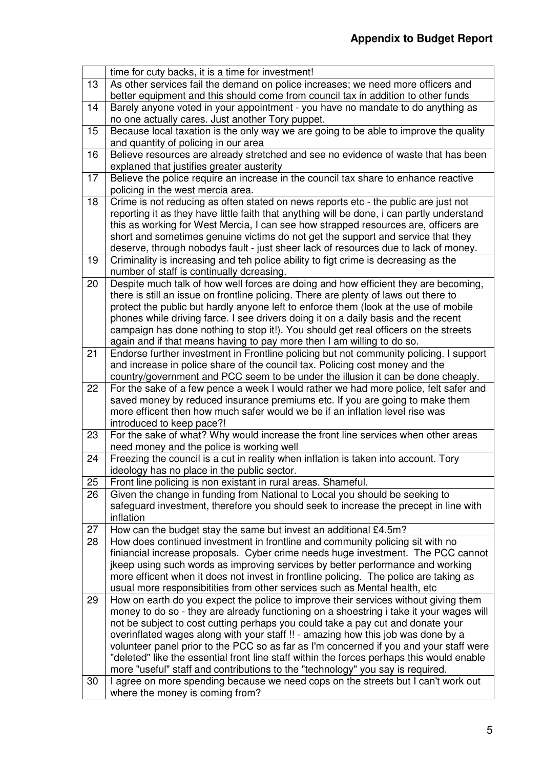## Appendix to Budget Report

| | |
|---|---|
| | time for cuty backs, it is a time for investment! |
| 13 | As other services fail the demand on police increases; we need more officers and better equipment and this should come from council tax in addition to other funds |
| 14 | Barely anyone voted in your appointment - you have no mandate to do anything as no one actually cares. Just another Tory puppet. |
| 15 | Because local taxation is the only way we are going to be able to improve the quality and quantity of policing in our area |
| 16 | Believe resources are already stretched and see no evidence of waste that has been explaned that justifies greater austerity |
| 17 | Believe the police require an increase in the council tax share to enhance reactive policing in the west mercia area. |
| 18 | Crime is not reducing as often stated on news reports etc - the public are just not reporting it as they have little faith that anything will be done, i can partly understand this as working for West Mercia, I can see how strapped resources are, officers are short and sometimes genuine victims do not get the support and service that they deserve, through nobodys fault - just sheer lack of resources due to lack of money. |
| 19 | Criminality is increasing and teh police ability to figt crime is decreasing as the number of staff is continually dcreasing. |
| 20 | Despite much talk of how well forces are doing and how efficient they are becoming, there is still an issue on frontline policing. There are plenty of laws out there to protect the public but hardly anyone left to enforce them (look at the use of mobile phones while driving farce. I see drivers doing it on a daily basis and the recent campaign has done nothing to stop it!). You should get real officers on the streets again and if that means having to pay more then I am willing to do so. |
| 21 | Endorse further investment in Frontline policing but not community policing. I support and increase in police share of the council tax. Policing cost money and the country/government and PCC seem to be under the illusion it can be done cheaply. |
| 22 | For the sake of a few pence a week I would rather we had more police, felt safer and saved money by reduced insurance premiums etc. If you are going to make them more efficent then how much safer would we be if an inflation level rise was introduced to keep pace?! |
| 23 | For the sake of what? Why would increase the front line services when other areas need money and the police is working well |
| 24 | Freezing the council is a cut in reality when inflation is taken into account. Tory ideology has no place in the public sector. |
| 25 | Front line policing is non existant in rural areas. Shameful. |
| 26 | Given the change in funding from National to Local you should be seeking to safeguard investment, therefore you should seek to increase the precept in line with inflation |
| 27 | How can the budget stay the same but invest an additional £4.5m? |
| 28 | How does continued investment in frontline and community policing sit with no finiancial increase proposals. Cyber crime needs huge investment. The PCC cannot jkeep using such words as improving services by better performance and working more efficent when it does not invest in frontline policing. The police are taking as usual more responsibitities from other services such as Mental health, etc |
| 29 | How on earth do you expect the police to improve their services without giving them money to do so - they are already functioning on a shoestring i take it your wages will not be subject to cost cutting perhaps you could take a pay cut and donate your overinflated wages along with your staff !! - amazing how this job was done by a volunteer panel prior to the PCC so as far as I'm concerned if you and your staff were "deleted" like the essential front line staff within the forces perhaps this would enable more "useful" staff and contributions to the "technology" you say is required. |
| 30 | I agree on more spending because we need cops on the streets but I can't work out where the money is coming from? |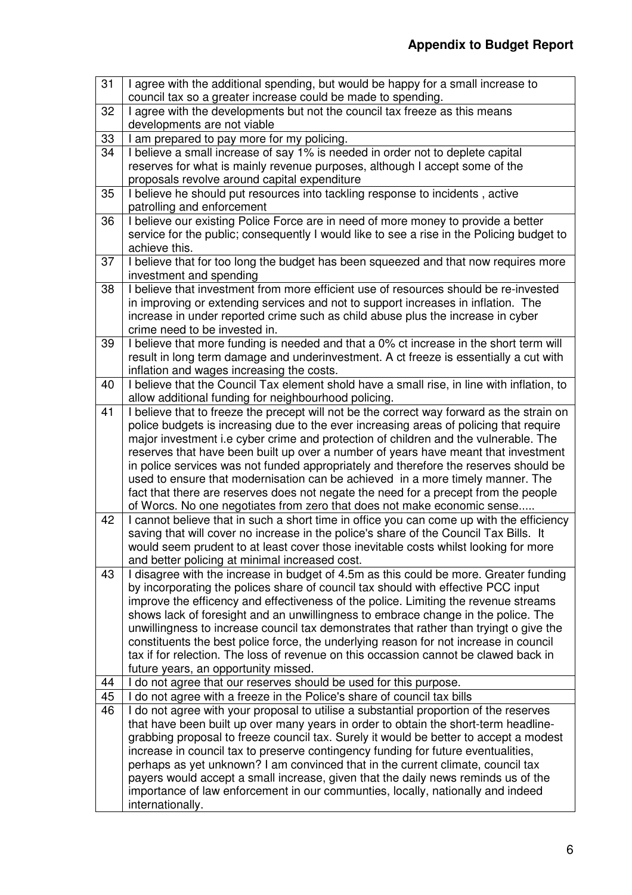| 31 | I agree with the additional spending, but would be happy for a small increase to council tax so a greater increase could be made to spending. |
|---|---|
| 32 | I agree with the developments but not the council tax freeze as this means developments are not viable |
| 33 | I am prepared to pay more for my policing. |
| 34 | I believe a small increase of say 1% is needed in order not to deplete capital reserves for what is mainly revenue purposes, although I accept some of the proposals revolve around capital expenditure |
| 35 | I believe he should put resources into tackling response to incidents , active patrolling and enforcement |
| 36 | I believe our existing Police Force are in need of more money to provide a better service for the public; consequently I would like to see a rise in the Policing budget to achieve this. |
| 37 | I believe that for too long the budget has been squeezed and that now requires more investment and spending |
| 38 | I believe that investment from more efficient use of resources should be re-invested in improving or extending services and not to support increases in inflation. The increase in under reported crime such as child abuse plus the increase in cyber crime need to be invested in. |
| 39 | I believe that more funding is needed and that a 0% ct increase in the short term will result in long term damage and underinvestment. A ct freeze is essentially a cut with inflation and wages increasing the costs. |
| 40 | I believe that the Council Tax element shold have a small rise, in line with inflation, to allow additional funding for neighbourhood policing. |
| 41 | I believe that to freeze the precept will not be the correct way forward as the strain on police budgets is increasing due to the ever increasing areas of policing that require major investment i.e cyber crime and protection of children and the vulnerable. The reserves that have been built up over a number of years have meant that investment in police services was not funded appropriately and therefore the reserves should be used to ensure that modernisation can be achieved in a more timely manner. The fact that there are reserves does not negate the need for a precept from the people of Worcs. No one negotiates from zero that does not make economic sense..... |
| 42 | I cannot believe that in such a short time in office you can come up with the efficiency saving that will cover no increase in the police's share of the Council Tax Bills. It would seem prudent to at least cover those inevitable costs whilst looking for more and better policing at minimal increased cost. |
| 43 | I disagree with the increase in budget of 4.5m as this could be more. Greater funding by incorporating the polices share of council tax should with effective PCC input improve the efficency and effectiveness of the police. Limiting the revenue streams shows lack of foresight and an unwillingness to embrace change in the police. The unwillingness to increase council tax demonstrates that rather than tryingt o give the constituents the best police force, the underlying reason for not increase in council tax if for relection. The loss of revenue on this occassion cannot be clawed back in future years, an opportunity missed. |
| 44 | I do not agree that our reserves should be used for this purpose. |
| 45 | I do not agree with a freeze in the Police's share of council tax bills |
| 46 | I do not agree with your proposal to utilise a substantial proportion of the reserves that have been built up over many years in order to obtain the short-term headline-grabbing proposal to freeze council tax. Surely it would be better to accept a modest increase in council tax to preserve contingency funding for future eventualities, perhaps as yet unknown? I am convinced that in the current climate, council tax payers would accept a small increase, given that the daily news reminds us of the importance of law enforcement in our communties, locally, nationally and indeed internationally. |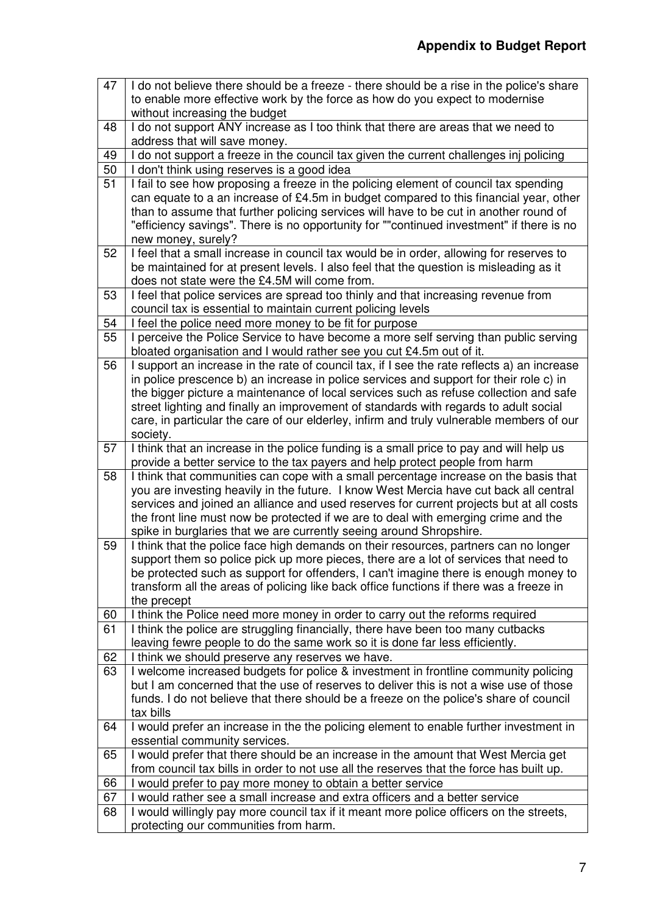## Appendix to Budget Report

| | |
|---|---|
| 47 | I do not believe there should be a freeze - there should be a rise in the police's share to enable more effective work by the force as how do you expect to modernise without increasing the budget |
| 48 | I do not support ANY increase as I too think that there are areas that we need to address that will save money. |
| 49 | I do not support a freeze in the council tax given the current challenges inj policing |
| 50 | I don't think using reserves is a good idea |
| 51 | I fail to see how proposing a freeze in the policing element of council tax spending can equate to a an increase of £4.5m in budget compared to this financial year, other than to assume that further policing services will have to be cut in another round of "efficiency savings". There is no opportunity for ""continued investment" if there is no new money, surely? |
| 52 | I feel that a small increase in council tax would be in order, allowing for reserves to be maintained for at present levels. I also feel that the question is misleading as it does not state were the £4.5M will come from. |
| 53 | I feel that police services are spread too thinly and that increasing revenue from council tax is essential to maintain current policing levels |
| 54 | I feel the police need more money to be fit for purpose |
| 55 | I perceive the Police Service to have become a more self serving than public serving bloated organisation and I would rather see you cut £4.5m out of it. |
| 56 | I support an increase in the rate of council tax, if I see the rate reflects a) an increase in police prescence b) an increase in police services and support for their role c) in the bigger picture a maintenance of local services such as refuse collection and safe street lighting and finally an improvement of standards with regards to adult social care, in particular the care of our elderley, infirm and truly vulnerable members of our society. |
| 57 | I think that an increase in the police funding is a small price to pay and will help us provide a better service to the tax payers and help protect people from harm |
| 58 | I think that communities can cope with a small percentage increase on the basis that you are investing heavily in the future. I know West Mercia have cut back all central services and joined an alliance and used reserves for current projects but at all costs the front line must now be protected if we are to deal with emerging crime and the spike in burglaries that we are currently seeing around Shropshire. |
| 59 | I think that the police face high demands on their resources, partners can no longer support them so police pick up more pieces, there are a lot of services that need to be protected such as support for offenders, I can't imagine there is enough money to transform all the areas of policing like back office functions if there was a freeze in the precept |
| 60 | I think the Police need more money in order to carry out the reforms required |
| 61 | I think the police are struggling financially, there have been too many cutbacks leaving fewre people to do the same work so it is done far less efficiently. |
| 62 | I think we should preserve any reserves we have. |
| 63 | I welcome increased budgets for police & investment in frontline community policing but I am concerned that the use of reserves to deliver this is not a wise use of those funds. I do not believe that there should be a freeze on the police's share of council tax bills |
| 64 | I would prefer an increase in the the policing element to enable further investment in essential community services. |
| 65 | I would prefer that there should be an increase in the amount that West Mercia get from council tax bills in order to not use all the reserves that the force has built up. |
| 66 | I would prefer to pay more money to obtain a better service |
| 67 | I would rather see a small increase and extra officers and a better service |
| 68 | I would willingly pay more council tax if it meant more police officers on the streets, protecting our communities from harm. |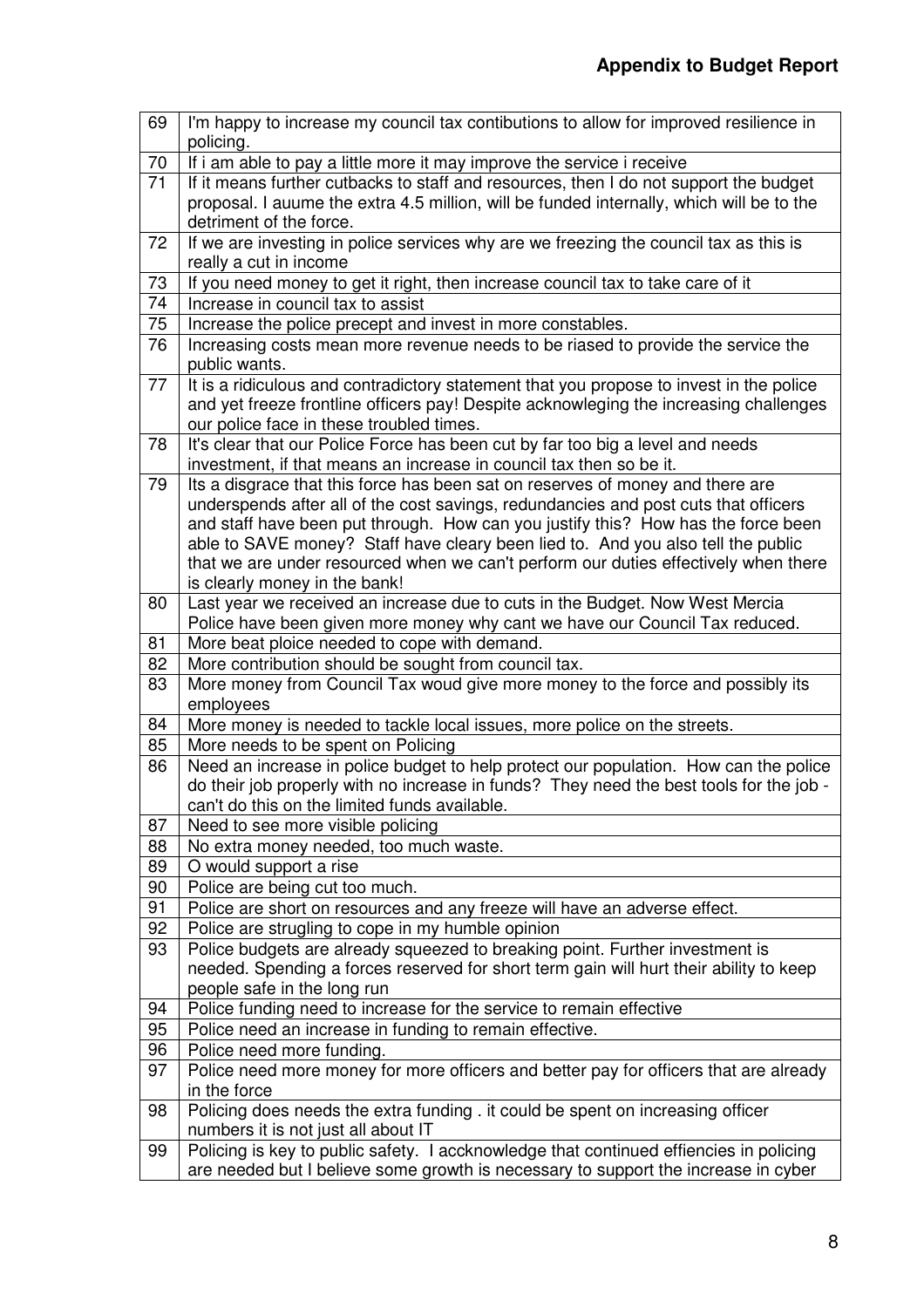## Appendix to Budget Report

| | |
|---|---|
| 69 | I'm happy to increase my council tax contibutions to allow for improved resilience in policing. |
| 70 | If i am able to pay a little more it may improve the service i receive |
| 71 | If it means further cutbacks to staff and resources, then I do not support the budget proposal. I auume the extra 4.5 million, will be funded internally, which will be to the detriment of the force. |
| 72 | If we are investing in police services why are we freezing the council tax as this is really a cut in income |
| 73 | If you need money to get it right, then increase council tax to take care of it |
| 74 | Increase in council tax to assist |
| 75 | Increase the police precept and invest in more constables. |
| 76 | Increasing costs mean more revenue needs to be riased to provide the service the public wants. |
| 77 | It is a ridiculous and contradictory statement that you propose to invest in the police and yet freeze frontline officers pay! Despite acknowleging the increasing challenges our police face in these troubled times. |
| 78 | It's clear that our Police Force has been cut by far too big a level and needs investment, if that means an increase in council tax then so be it. |
| 79 | Its a disgrace that this force has been sat on reserves of money and there are underspends after all of the cost savings, redundancies and post cuts that officers and staff have been put through. How can you justify this? How has the force been able to SAVE money? Staff have cleary been lied to. And you also tell the public that we are under resourced when we can't perform our duties effectively when there is clearly money in the bank! |
| 80 | Last year we received an increase due to cuts in the Budget. Now West Mercia Police have been given more money why cant we have our Council Tax reduced. |
| 81 | More beat ploice needed to cope with demand. |
| 82 | More contribution should be sought from council tax. |
| 83 | More money from Council Tax woud give more money to the force and possibly its employees |
| 84 | More money is needed to tackle local issues, more police on the streets. |
| 85 | More needs to be spent on Policing |
| 86 | Need an increase in police budget to help protect our population. How can the police do their job properly with no increase in funds? They need the best tools for the job - can't do this on the limited funds available. |
| 87 | Need to see more visible policing |
| 88 | No extra money needed, too much waste. |
| 89 | O would support a rise |
| 90 | Police are being cut too much. |
| 91 | Police are short on resources and any freeze will have an adverse effect. |
| 92 | Police are strugling to cope in my humble opinion |
| 93 | Police budgets are already squeezed to breaking point. Further investment is needed. Spending a forces reserved for short term gain will hurt their ability to keep people safe in the long run |
| 94 | Police funding need to increase for the service to remain effective |
| 95 | Police need an increase in funding to remain effective. |
| 96 | Police need more funding. |
| 97 | Police need more money for more officers and better pay for officers that are already in the force |
| 98 | Policing does needs the extra funding . it could be spent on increasing officer numbers it is not just all about IT |
| 99 | Policing is key to public safety. I accknowledge that continued effiencies in policing are needed but I believe some growth is necessary to support the increase in cyber |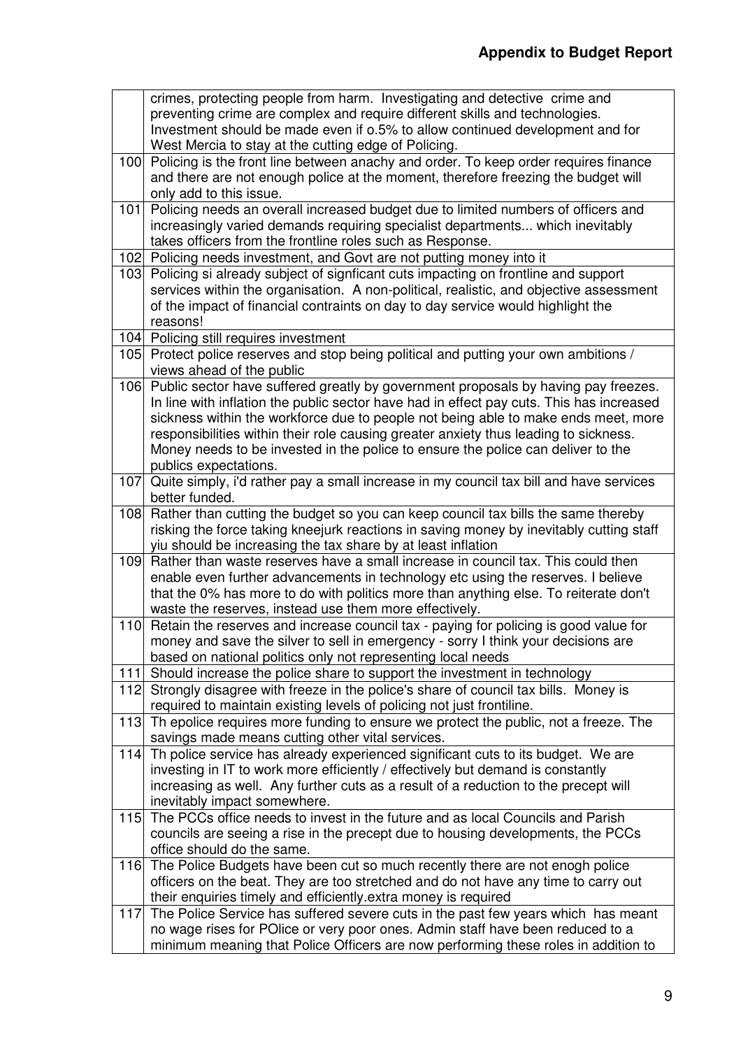| | |
|---|---|
| | crimes, protecting people from harm. Investigating and detective crime and preventing crime are complex and require different skills and technologies. Investment should be made even if o.5% to allow continued development and for West Mercia to stay at the cutting edge of Policing. |
| 100 | Policing is the front line between anachy and order. To keep order requires finance and there are not enough police at the moment, therefore freezing the budget will only add to this issue. |
| 101 | Policing needs an overall increased budget due to limited numbers of officers and increasingly varied demands requiring specialist departments... which inevitably takes officers from the frontline roles such as Response. |
| 102 | Policing needs investment, and Govt are not putting money into it |
| 103 | Policing si already subject of signficant cuts impacting on frontline and support services within the organisation. A non-political, realistic, and objective assessment of the impact of financial contraints on day to day service would highlight the reasons! |
| 104 | Policing still requires investment |
| 105 | Protect police reserves and stop being political and putting your own ambitions / views ahead of the public |
| 106 | Public sector have suffered greatly by government proposals by having pay freezes. In line with inflation the public sector have had in effect pay cuts. This has increased sickness within the workforce due to people not being able to make ends meet, more responsibilities within their role causing greater anxiety thus leading to sickness. Money needs to be invested in the police to ensure the police can deliver to the publics expectations. |
| 107 | Quite simply, i'd rather pay a small increase in my council tax bill and have services better funded. |
| 108 | Rather than cutting the budget so you can keep council tax bills the same thereby risking the force taking kneejurk reactions in saving money by inevitably cutting staff yiu should be increasing the tax share by at least inflation |
| 109 | Rather than waste reserves have a small increase in council tax. This could then enable even further advancements in technology etc using the reserves. I believe that the 0% has more to do with politics more than anything else. To reiterate don't waste the reserves, instead use them more effectively. |
| 110 | Retain the reserves and increase council tax - paying for policing is good value for money and save the silver to sell in emergency - sorry I think your decisions are based on national politics only not representing local needs |
| 111 | Should increase the police share to support the investment in technology |
| 112 | Strongly disagree with freeze in the police's share of council tax bills. Money is required to maintain existing levels of policing not just frontiline. |
| 113 | Th epolice requires more funding to ensure we protect the public, not a freeze. The savings made means cutting other vital services. |
| 114 | Th police service has already experienced significant cuts to its budget. We are investing in IT to work more efficiently / effectively but demand is constantly increasing as well. Any further cuts as a result of a reduction to the precept will inevitably impact somewhere. |
| 115 | The PCCs office needs to invest in the future and as local Councils and Parish councils are seeing a rise in the precept due to housing developments, the PCCs office should do the same. |
| 116 | The Police Budgets have been cut so much recently there are not enogh police officers on the beat. They are too stretched and do not have any time to carry out their enquiries timely and efficiently.extra money is required |
| 117 | The Police Service has suffered severe cuts in the past few years which has meant no wage rises for POlice or very poor ones. Admin staff have been reduced to a minimum meaning that Police Officers are now performing these roles in addition to |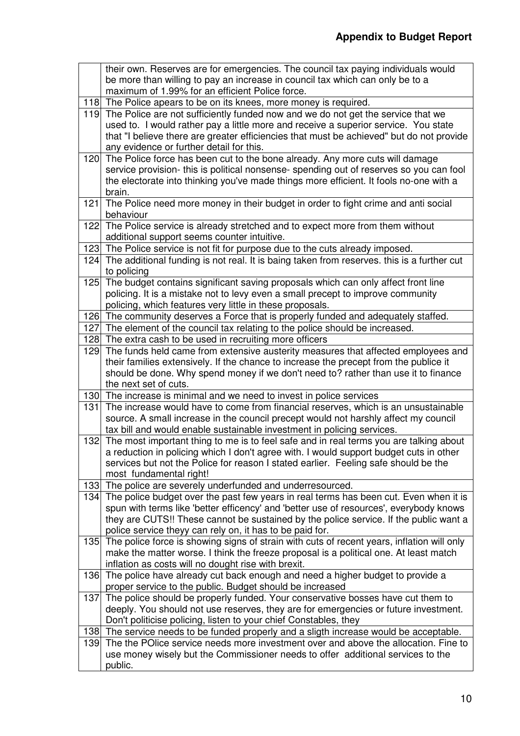| | |
|---|---|
| | their own. Reserves are for emergencies. The council tax paying individuals would be more than willing to pay an increase in council tax which can only be to a maximum of 1.99% for an efficient Police force. |
| 118 | The Police apears to be on its knees, more money is required. |
| 119 | The Police are not sufficiently funded now and we do not get the service that we used to. I would rather pay a little more and receive a superior service. You state that "I believe there are greater efficiencies that must be achieved" but do not provide any evidence or further detail for this. |
| 120 | The Police force has been cut to the bone already. Any more cuts will damage service provision- this is political nonsense- spending out of reserves so you can fool the electorate into thinking you've made things more efficient. It fools no-one with a brain. |
| 121 | The Police need more money in their budget in order to fight crime and anti social behaviour |
| 122 | The Police service is already stretched and to expect more from them without additional support seems counter intuitive. |
| 123 | The Police service is not fit for purpose due to the cuts already imposed. |
| 124 | The additional funding is not real. It is baing taken from reserves. this is a further cut to policing |
| 125 | The budget contains significant saving proposals which can only affect front line policing. It is a mistake not to levy even a small precept to improve community policing, which features very little in these proposals. |
| 126 | The community deserves a Force that is properly funded and adequately staffed. |
| 127 | The element of the council tax relating to the police should be increased. |
| 128 | The extra cash to be used in recruiting more officers |
| 129 | The funds held came from extensive austerity measures that affected employees and their families extensively. If the chance to increase the precept from the publice it should be done. Why spend money if we don't need to? rather than use it to finance the next set of cuts. |
| 130 | The increase is minimal and we need to invest in police services |
| 131 | The increase would have to come from financial reserves, which is an unsustainable source. A small increase in the council precept would not harshly affect my council tax bill and would enable sustainable investment in policing services. |
| 132 | The most important thing to me is to feel safe and in real terms you are talking about a reduction in policing which I don't agree with. I would support budget cuts in other services but not the Police for reason I stated earlier. Feeling safe should be the most fundamental right! |
| 133 | The police are severely underfunded and underresourced. |
| 134 | The police budget over the past few years in real terms has been cut. Even when it is spun with terms like 'better efficency' and 'better use of resources', everybody knows they are CUTS!! These cannot be sustained by the police service. If the public want a police service theyy can rely on, it has to be paid for. |
| 135 | The police force is showing signs of strain with cuts of recent years, inflation will only make the matter worse. I think the freeze proposal is a political one. At least match inflation as costs will no dought rise with brexit. |
| 136 | The police have already cut back enough and need a higher budget to provide a proper service to the public. Budget should be increased |
| 137 | The police should be properly funded. Your conservative bosses have cut them to deeply. You should not use reserves, they are for emergencies or future investment. Don't politicise policing, listen to your chief Constables, they |
| 138 | The service needs to be funded properly and a sligth increase would be acceptable. |
| 139 | The the POlice service needs more investment over and above the allocation. Fine to use money wisely but the Commissioner needs to offer additional services to the public. |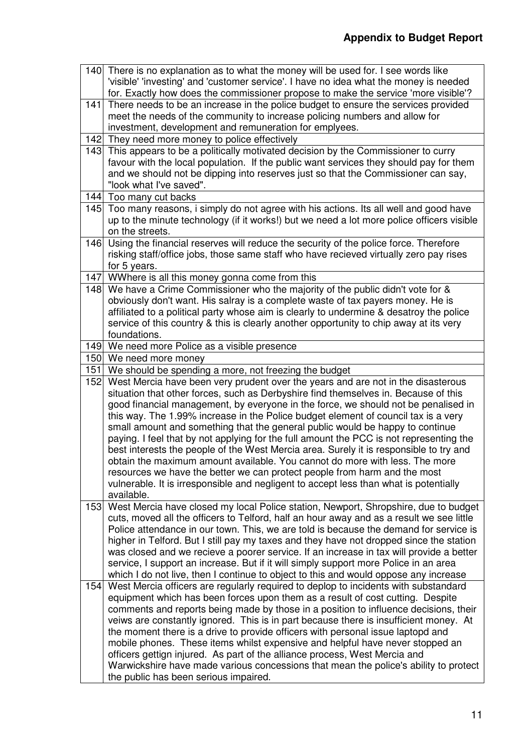| | |
|---|---|
| 140 | There is no explanation as to what the money will be used for. I see words like 'visible' 'investing' and 'customer service'. I have no idea what the money is needed for. Exactly how does the commissioner propose to make the service 'more visible'? |
| 141 | There needs to be an increase in the police budget to ensure the services provided meet the needs of the community to increase policing numbers and allow for investment, development and remuneration for emplyees. |
| 142 | They need more money to police effectively |
| 143 | This appears to be a politically motivated decision by the Commissioner to curry favour with the local population. If the public want services they should pay for them and we should not be dipping into reserves just so that the Commissioner can say, "look what I've saved". |
| 144 | Too many cut backs |
| 145 | Too many reasons, i simply do not agree with his actions. Its all well and good have up to the minute technology (if it works!) but we need a lot more police officers visible on the streets. |
| 146 | Using the financial reserves will reduce the security of the police force. Therefore risking staff/office jobs, those same staff who have recieved virtually zero pay rises for 5 years. |
| 147 | WWhere is all this money gonna come from this |
| 148 | We have a Crime Commissioner who the majority of the public didn't vote for & obviously don't want. His salray is a complete waste of tax payers money. He is affiliated to a political party whose aim is clearly to undermine & desatroy the police service of this country & this is clearly another opportunity to chip away at its very foundations. |
| 149 | We need more Police as a visible presence |
| 150 | We need more money |
| 151 | We should be spending a more, not freezing the budget |
| 152 | West Mercia have been very prudent over the years and are not in the disasterous situation that other forces, such as Derbyshire find themselves in. Because of this good financial management, by everyone in the force, we should not be penalised in this way. The 1.99% increase in the Police budget element of council tax is a very small amount and something that the general public would be happy to continue paying. I feel that by not applying for the full amount the PCC is not representing the best interests the people of the West Mercia area. Surely it is responsible to try and obtain the maximum amount available. You cannot do more with less. The more resources we have the better we can protect people from harm and the most vulnerable. It is irresponsible and negligent to accept less than what is potentially available. |
| 153 | West Mercia have closed my local Police station, Newport, Shropshire, due to budget cuts, moved all the officers to Telford, half an hour away and as a result we see little Police attendance in our town. This, we are told is because the demand for service is higher in Telford. But I still pay my taxes and they have not dropped since the station was closed and we recieve a poorer service. If an increase in tax will provide a better service, I support an increase. But if it will simply support more Police in an area which I do not live, then I continue to object to this and would oppose any increase |
| 154 | West Mercia officers are regularly required to deplop to incidents with substandard equipment which has been forces upon them as a result of cost cutting. Despite comments and reports being made by those in a position to influence decisions, their veiws are constantly ignored. This is in part because there is insufficient money. At the moment there is a drive to provide officers with personal issue laptopd and mobile phones. These items whilst expensive and helpful have never stopped an officers gettign injured. As part of the alliance process, West Mercia and Warwickshire have made various concessions that mean the police's ability to protect the public has been serious impaired. |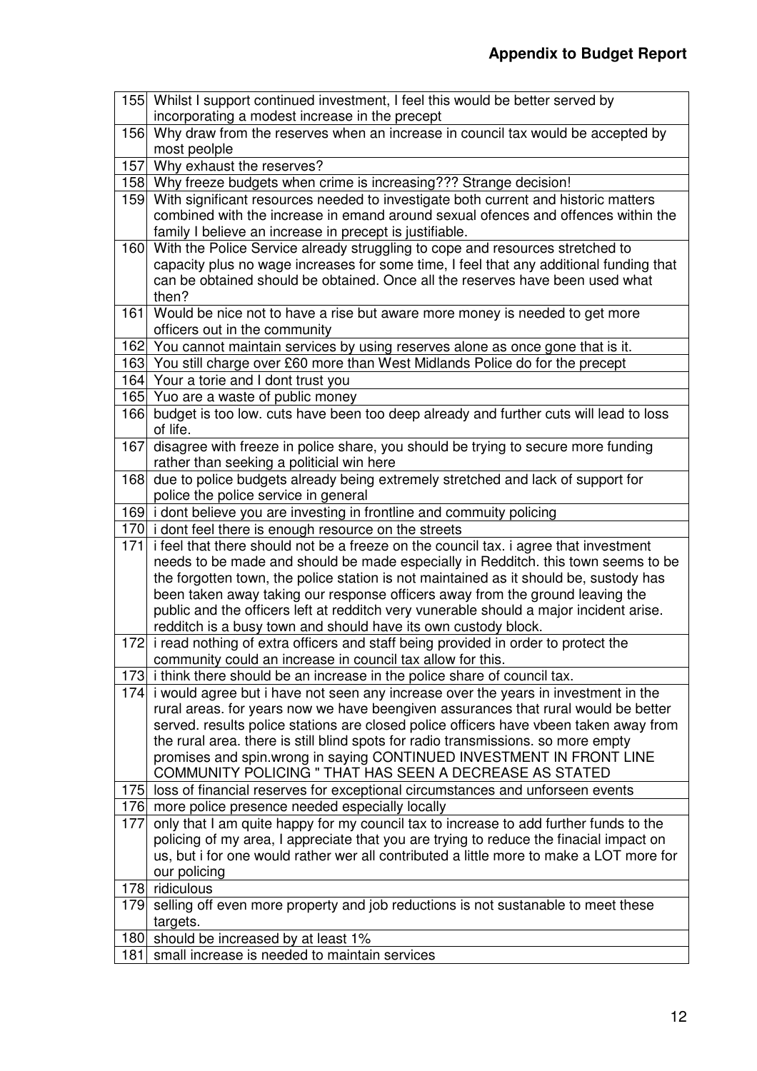| | |
|---|---|
| 155 | Whilst I support continued investment, I feel this would be better served by incorporating a modest increase in the precept |
| 156 | Why draw from the reserves when an increase in council tax would be accepted by most peolple |
| 157 | Why exhaust the reserves? |
| 158 | Why freeze budgets when crime is increasing??? Strange decision! |
| 159 | With significant resources needed to investigate both current and historic matters combined with the increase in emand around sexual ofences and offences within the family I believe an increase in precept is justifiable. |
| 160 | With the Police Service already struggling to cope and resources stretched to capacity plus no wage increases for some time, I feel that any additional funding that can be obtained should be obtained. Once all the reserves have been used what then? |
| 161 | Would be nice not to have a rise but aware more money is needed to get more officers out in the community |
| 162 | You cannot maintain services by using reserves alone as once gone that is it. |
| 163 | You still charge over £60 more than West Midlands Police do for the precept |
| 164 | Your a torie and I dont trust you |
| 165 | Yuo are a waste of public money |
| 166 | budget is too low. cuts have been too deep already and further cuts will lead to loss of life. |
| 167 | disagree with freeze in police share, you should be trying to secure more funding rather than seeking a politicial win here |
| 168 | due to police budgets already being extremely stretched and lack of support for police the police service in general |
| 169 | i dont believe you are investing in frontline and commuity policing |
| 170 | i dont feel there is enough resource on the streets |
| 171 | i feel that there should not be a freeze on the council tax. i agree that investment needs to be made and should be made especially in Redditch. this town seems to be the forgotten town, the police station is not maintained as it should be, sustody has been taken away taking our response officers away from the ground leaving the public and the officers left at redditch very vunerable should a major incident arise. redditch is a busy town and should have its own custody block. |
| 172 | i read nothing of extra officers and staff being provided in order to protect the community could an increase in council tax allow for this. |
| 173 | i think there should be an increase in the police share of council tax. |
| 174 | i would agree but i have not seen any increase over the years in investment in the rural areas. for years now we have beengiven assurances that rural would be better served. results police stations are closed police officers have vbeen taken away from the rural area. there is still blind spots for radio transmissions. so more empty promises and spin.wrong in saying CONTINUED INVESTMENT IN FRONT LINE COMMUNITY POLICING " THAT HAS SEEN A DECREASE AS STATED |
| 175 | loss of financial reserves for exceptional circumstances and unforseen events |
| 176 | more police presence needed especially locally |
| 177 | only that I am quite happy for my council tax to increase to add further funds to the policing of my area, I appreciate that you are trying to reduce the finacial impact on us, but i for one would rather wer all contributed a little more to make a LOT more for our policing |
| 178 | ridiculous |
| 179 | selling off even more property and job reductions is not sustanable to meet these targets. |
| 180 | should be increased by at least 1% |
| 181 | small increase is needed to maintain services |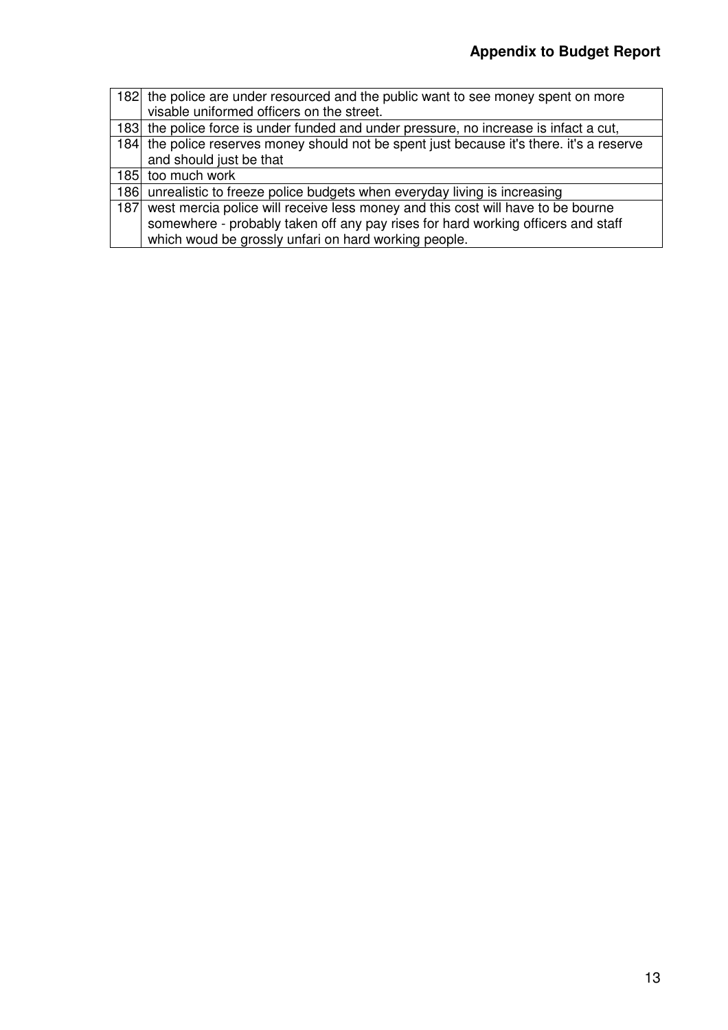| | |
|---|---|
| 182 | the police are under resourced and the public want to see money spent on more visable uniformed officers on the street. |
| 183 | the police force is under funded and under pressure, no increase is infact a cut, |
| 184 | the police reserves money should not be spent just because it's there. it's a reserve and should just be that |
| 185 | too much work |
| 186 | unrealistic to freeze police budgets when everyday living is increasing |
| 187 | west mercia police will receive less money and this cost will have to be bourne somewhere - probably taken off any pay rises for hard working officers and staff which woud be grossly unfari on hard working people. |